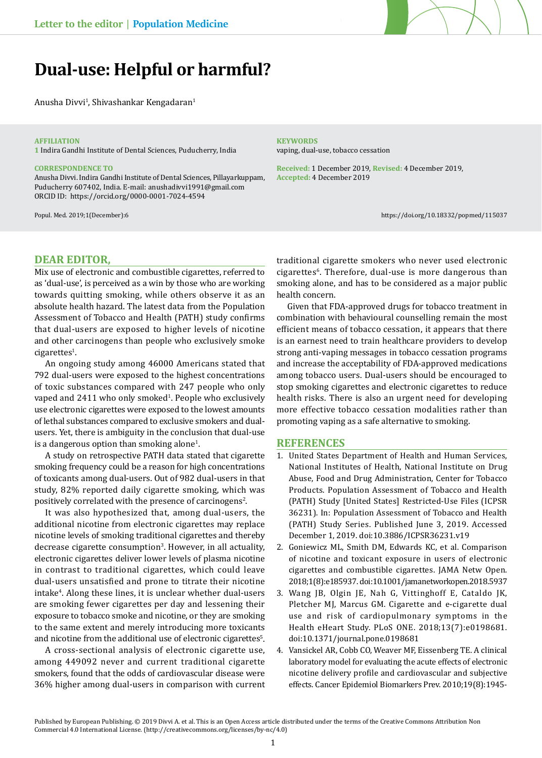# Dual-use: Helpful or harmful?

Anusha Divvi[1], Shivashankar Kengadaran[1]

**AFFILIATION**
1 Indira Gandhi Institute of Dental Sciences, Puducherry, India

**CORRESPONDENCE TO**
Anusha Divvi. Indira Gandhi Institute of Dental Sciences, Pillayarkuppam, Puducherry 607402, India. E-mail: anushadivvi1991@gmail.com
ORCID ID: https://orcid.org/0000-0001-7024-4594

**KEYWORDS**
vaping, dual-use, tobacco cessation

**Received:** 1 December 2019, **Revised:** 4 December 2019, **Accepted:** 4 December 2019

Popul. Med. 2019;1(December):6

https://doi.org/10.18332/popmed/115037

## DEAR EDITOR,

Mix use of electronic and combustible cigarettes, referred to as 'dual-use', is perceived as a win by those who are working towards quitting smoking, while others observe it as an absolute health hazard. The latest data from the Population Assessment of Tobacco and Health (PATH) study confirms that dual-users are exposed to higher levels of nicotine and other carcinogens than people who exclusively smoke cigarettes[1].

An ongoing study among 46000 Americans stated that 792 dual-users were exposed to the highest concentrations of toxic substances compared with 247 people who only vaped and 2411 who only smoked[1]. People who exclusively use electronic cigarettes were exposed to the lowest amounts of lethal substances compared to exclusive smokers and dual-users. Yet, there is ambiguity in the conclusion that dual-use is a dangerous option than smoking alone[1].

A study on retrospective PATH data stated that cigarette smoking frequency could be a reason for high concentrations of toxicants among dual-users. Out of 982 dual-users in that study, 82% reported daily cigarette smoking, which was positively correlated with the presence of carcinogens[2].

It was also hypothesized that, among dual-users, the additional nicotine from electronic cigarettes may replace nicotine levels of smoking traditional cigarettes and thereby decrease cigarette consumption[3]. However, in all actuality, electronic cigarettes deliver lower levels of plasma nicotine in contrast to traditional cigarettes, which could leave dual-users unsatisfied and prone to titrate their nicotine intake[4]. Along these lines, it is unclear whether dual-users are smoking fewer cigarettes per day and lessening their exposure to tobacco smoke and nicotine, or they are smoking to the same extent and merely introducing more toxicants and nicotine from the additional use of electronic cigarettes[5].

A cross-sectional analysis of electronic cigarette use, among 449092 never and current traditional cigarette smokers, found that the odds of cardiovascular disease were 36% higher among dual-users in comparison with current traditional cigarette smokers who never used electronic cigarettes[6]. Therefore, dual-use is more dangerous than smoking alone, and has to be considered as a major public health concern.

Given that FDA-approved drugs for tobacco treatment in combination with behavioural counselling remain the most efficient means of tobacco cessation, it appears that there is an earnest need to train healthcare providers to develop strong anti-vaping messages in tobacco cessation programs and increase the acceptability of FDA-approved medications among tobacco users. Dual-users should be encouraged to stop smoking cigarettes and electronic cigarettes to reduce health risks. There is also an urgent need for developing more effective tobacco cessation modalities rather than promoting vaping as a safe alternative to smoking.

## REFERENCES

1. United States Department of Health and Human Services, National Institutes of Health, National Institute on Drug Abuse, Food and Drug Administration, Center for Tobacco Products. Population Assessment of Tobacco and Health (PATH) Study [United States] Restricted-Use Files (ICPSR 36231). In: Population Assessment of Tobacco and Health (PATH) Study Series. Published June 3, 2019. Accessed December 1, 2019. doi:10.3886/ICPSR36231.v19
2. Goniewicz ML, Smith DM, Edwards KC, et al. Comparison of nicotine and toxicant exposure in users of electronic cigarettes and combustible cigarettes. JAMA Netw Open. 2018;1(8):e185937. doi:10.1001/jamanetworkopen.2018.5937
3. Wang JB, Olgin JE, Nah G, Vittinghoff E, Cataldo JK, Pletcher MJ, Marcus GM. Cigarette and e-cigarette dual use and risk of cardiopulmonary symptoms in the Health eHeart Study. PLoS ONE. 2018;13(7):e0198681. doi:10.1371/journal.pone.0198681
4. Vansickel AR, Cobb CO, Weaver MF, Eissenberg TE. A clinical laboratory model for evaluating the acute effects of electronic nicotine delivery profile and cardiovascular and subjective effects. Cancer Epidemiol Biomarkers Prev. 2010;19(8):1945-

Published by European Publishing. © 2019 Divvi A. et al. This is an Open Access article distributed under the terms of the Creative Commons Attribution Non Commercial 4.0 International License. (http://creativecommons.org/licenses/by-nc/4.0)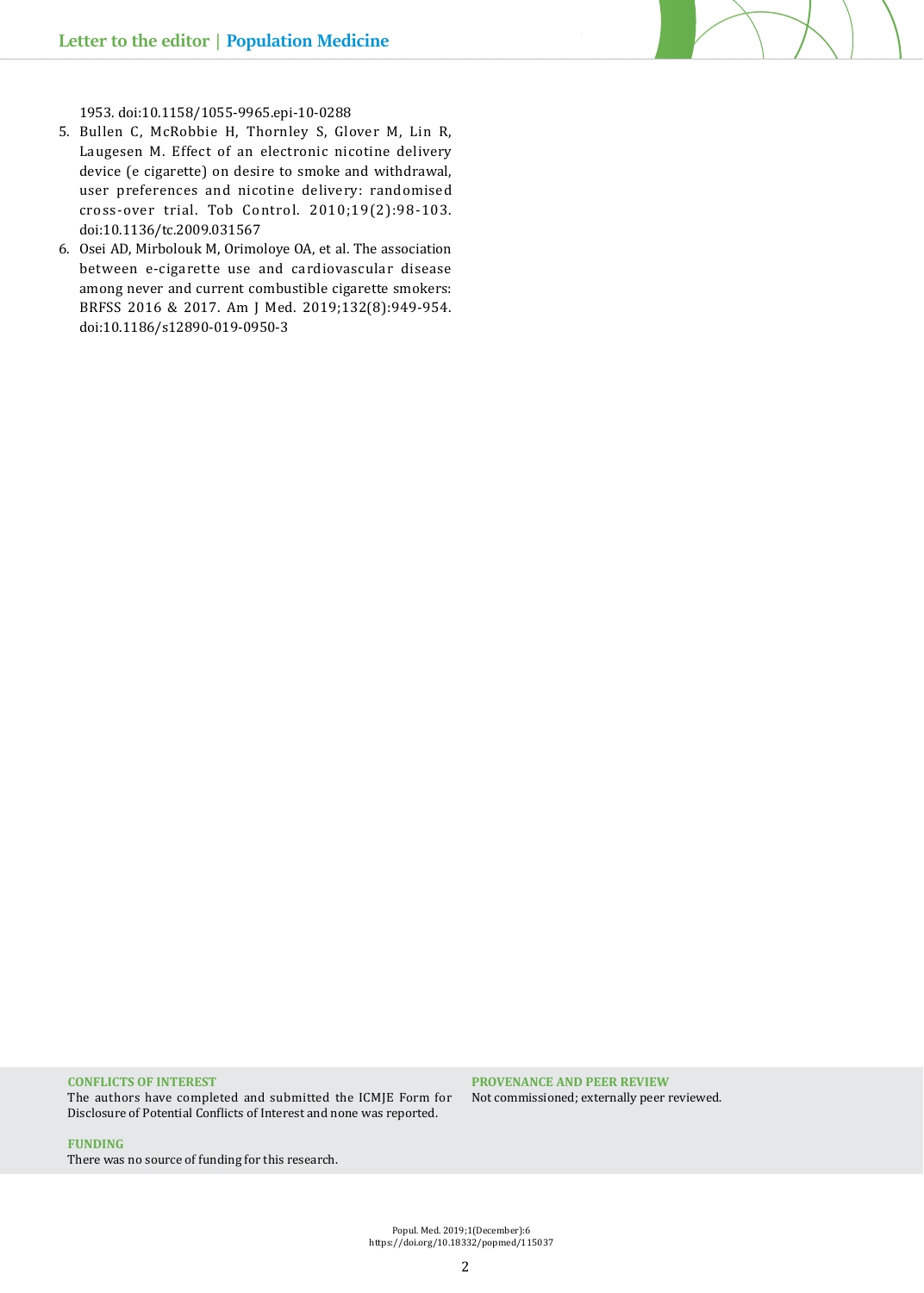1953. doi:10.1158/1055-9965.epi-10-0288

5. Bullen C, McRobbie H, Thornley S, Glover M, Lin R, Laugesen M. Effect of an electronic nicotine delivery device (e cigarette) on desire to smoke and withdrawal, user preferences and nicotine delivery: randomised cross-over trial. Tob Control. 2010;19(2):98-103. doi:10.1136/tc.2009.031567
6. Osei AD, Mirbolouk M, Orimoloye OA, et al. The association between e-cigarette use and cardiovascular disease among never and current combustible cigarette smokers: BRFSS 2016 & 2017. Am J Med. 2019;132(8):949-954. doi:10.1186/s12890-019-0950-3

**CONFLICTS OF INTEREST**

The authors have completed and submitted the ICMJE Form for Disclosure of Potential Conflicts of Interest and none was reported.

**FUNDING**

There was no source of funding for this research.

**PROVENANCE AND PEER REVIEW**

Not commissioned; externally peer reviewed.